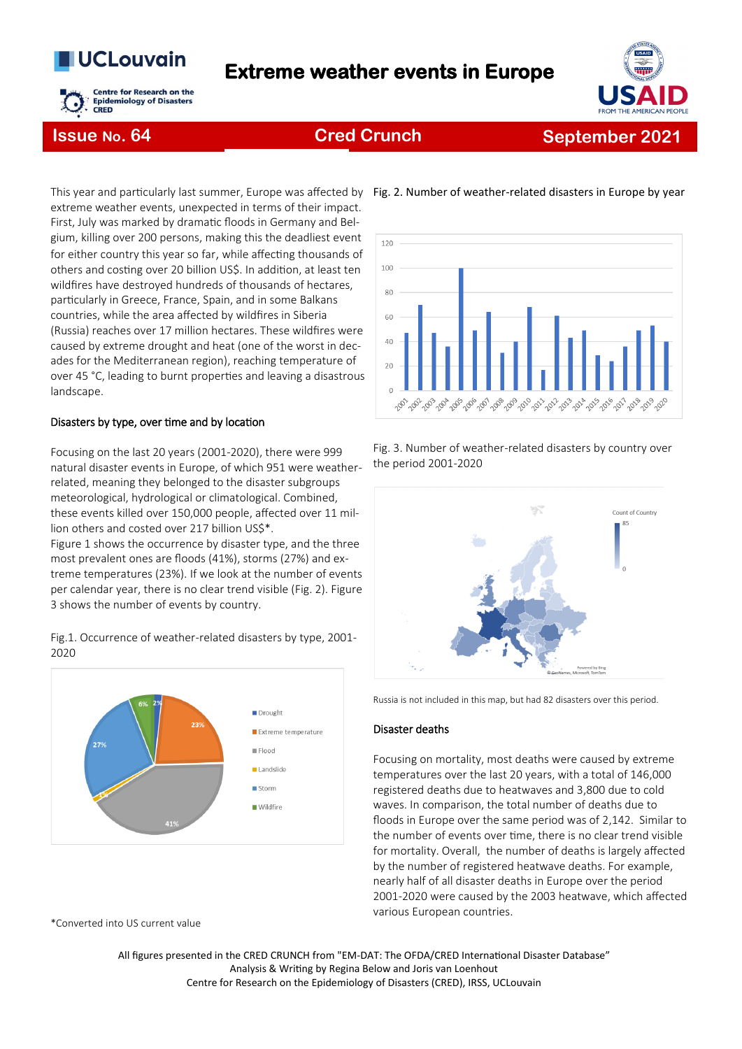# Extreme weather events in Europe

**Issue No. 64** | **Cred Crunch** | **September 2021**

This year and particularly last summer, Europe was affected by extreme weather events, unexpected in terms of their impact. First, July was marked by dramatic floods in Germany and Belgium, killing over 200 persons, making this the deadliest event for either country this year so far, while affecting thousands of others and costing over 20 billion US$. In addition, at least ten wildfires have destroyed hundreds of thousands of hectares, particularly in Greece, France, Spain, and in some Balkans countries, while the area affected by wildfires in Siberia (Russia) reaches over 17 million hectares. These wildfires were caused by extreme drought and heat (one of the worst in decades for the Mediterranean region), reaching temperature of over 45 °C, leading to burnt properties and leaving a disastrous landscape.

## Disasters by type, over time and by location

Focusing on the last 20 years (2001-2020), there were 999 natural disaster events in Europe, of which 951 were weather-related, meaning they belonged to the disaster subgroups meteorological, hydrological or climatological. Combined, these events killed over 150,000 people, affected over 11 million others and costed over 217 billion US$*.

Figure 1 shows the occurrence by disaster type, and the three most prevalent ones are floods (41%), storms (27%) and extreme temperatures (23%). If we look at the number of events per calendar year, there is no clear trend visible (Fig. 2). Figure 3 shows the number of events by country.

Fig.1. Occurrence of weather-related disasters by type, 2001-2020

Fig. 2. Number of weather-related disasters in Europe by year

Fig. 3. Number of weather-related disasters by country over the period 2001-2020

Russia is not included in this map, but had 82 disasters over this period.

## Disaster deaths

Focusing on mortality, most deaths were caused by extreme temperatures over the last 20 years, with a total of 146,000 registered deaths due to heatwaves and 3,800 due to cold waves. In comparison, the total number of deaths due to floods in Europe over the same period was of 2,142. Similar to the number of events over time, there is no clear trend visible for mortality. Overall, the number of deaths is largely affected by the number of registered heatwave deaths. For example, nearly half of all disaster deaths in Europe over the period 2001-2020 were caused by the 2003 heatwave, which affected various European countries.

*Converted into US current value

All figures presented in the CRED CRUNCH from "EM-DAT: The OFDA/CRED International Disaster Database"
Analysis & Writing by Regina Below and Joris van Loenhout
Centre for Research on the Epidemiology of Disasters (CRED), IRSS, UCLouvain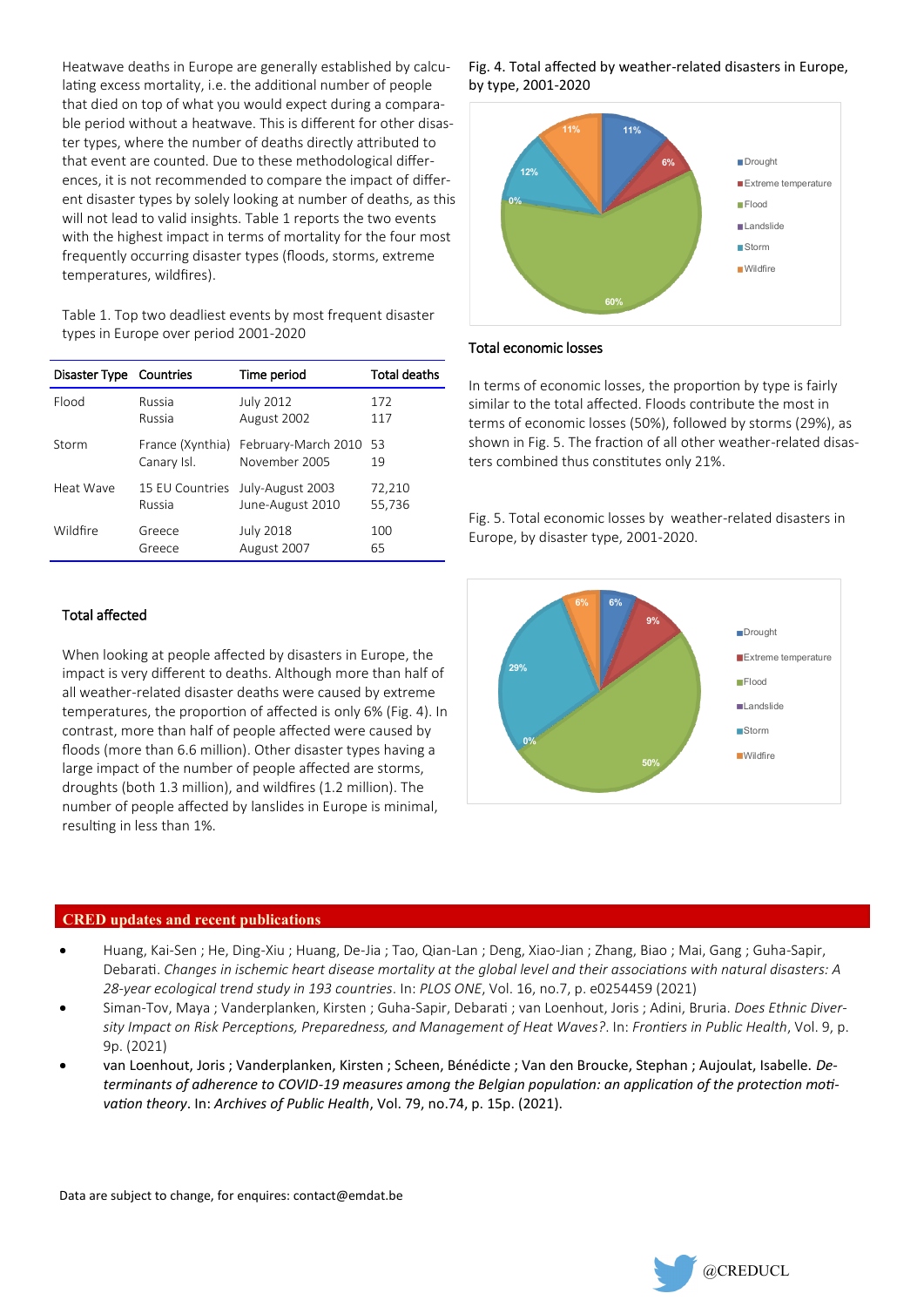Heatwave deaths in Europe are generally established by calculating excess mortality, i.e. the additional number of people that died on top of what you would expect during a comparable period without a heatwave. This is different for other disaster types, where the number of deaths directly attributed to that event are counted. Due to these methodological differences, it is not recommended to compare the impact of different disaster types by solely looking at number of deaths, as this will not lead to valid insights. Table 1 reports the two events with the highest impact in terms of mortality for the four most frequently occurring disaster types (floods, storms, extreme temperatures, wildfires).

Table 1. Top two deadliest events by most frequent disaster types in Europe over period 2001-2020

| Disaster Type | Countries | Time period | Total deaths |
|---|---|---|---|
| Flood | Russia | July 2012 | 172 |
| | Russia | August 2002 | 117 |
| Storm | France (Xynthia) | February-March 2010 | 53 |
| | Canary Isl. | November 2005 | 19 |
| Heat Wave | 15 EU Countries | July-August 2003 | 72,210 |
| | Russia | June-August 2010 | 55,736 |
| Wildfire | Greece | July 2018 | 100 |
| | Greece | August 2007 | 65 |

## Total affected

When looking at people affected by disasters in Europe, the impact is very different to deaths. Although more than half of all weather-related disaster deaths were caused by extreme temperatures, the proportion of affected is only 6% (Fig. 4). In contrast, more than half of people affected were caused by floods (more than 6.6 million). Other disaster types having a large impact of the number of people affected are storms, droughts (both 1.3 million), and wildfires (1.2 million). The number of people affected by lanslides in Europe is minimal, resulting in less than 1%.

Fig. 4. Total affected by weather-related disasters in Europe, by type, 2001-2020

11%
6%
60%
0%
12%
11%

Drought
Extreme temperature
Flood
Landslide
Storm
Wildfire

## Total economic losses

In terms of economic losses, the proportion by type is fairly similar to the total affected. Floods contribute the most in terms of economic losses (50%), followed by storms (29%), as shown in Fig. 5. The fraction of all other weather-related disasters combined thus constitutes only 21%.

Fig. 5. Total economic losses by weather-related disasters in Europe, by disaster type, 2001-2020.

6%
9%
50%
0%
29%
6%

Drought
Extreme temperature
Flood
Landslide
Storm
Wildfire

## CRED updates and recent publications

- Huang, Kai-Sen ; He, Ding-Xiu ; Huang, De-Jia ; Tao, Qian-Lan ; Deng, Xiao-Jian ; Zhang, Biao ; Mai, Gang ; Guha-Sapir, Debarati. *Changes in ischemic heart disease mortality at the global level and their associations with natural disasters: A 28-year ecological trend study in 193 countries*. In: *PLOS ONE*, Vol. 16, no.7, p. e0254459 (2021)
- Siman-Tov, Maya ; Vanderplanken, Kirsten ; Guha-Sapir, Debarati ; van Loenhout, Joris ; Adini, Bruria. *Does Ethnic Diversity Impact on Risk Perceptions, Preparedness, and Management of Heat Waves?*. In: *Frontiers in Public Health*, Vol. 9, p. 9p. (2021)
- van Loenhout, Joris ; Vanderplanken, Kirsten ; Scheen, Bénédicte ; Van den Broucke, Stephan ; Aujoulat, Isabelle. *Determinants of adherence to COVID-19 measures among the Belgian population: an application of the protection motivation theory*. In: *Archives of Public Health*, Vol. 79, no.74, p. 15p. (2021).

Data are subject to change, for enquires: contact@emdat.be

@CREDUCL